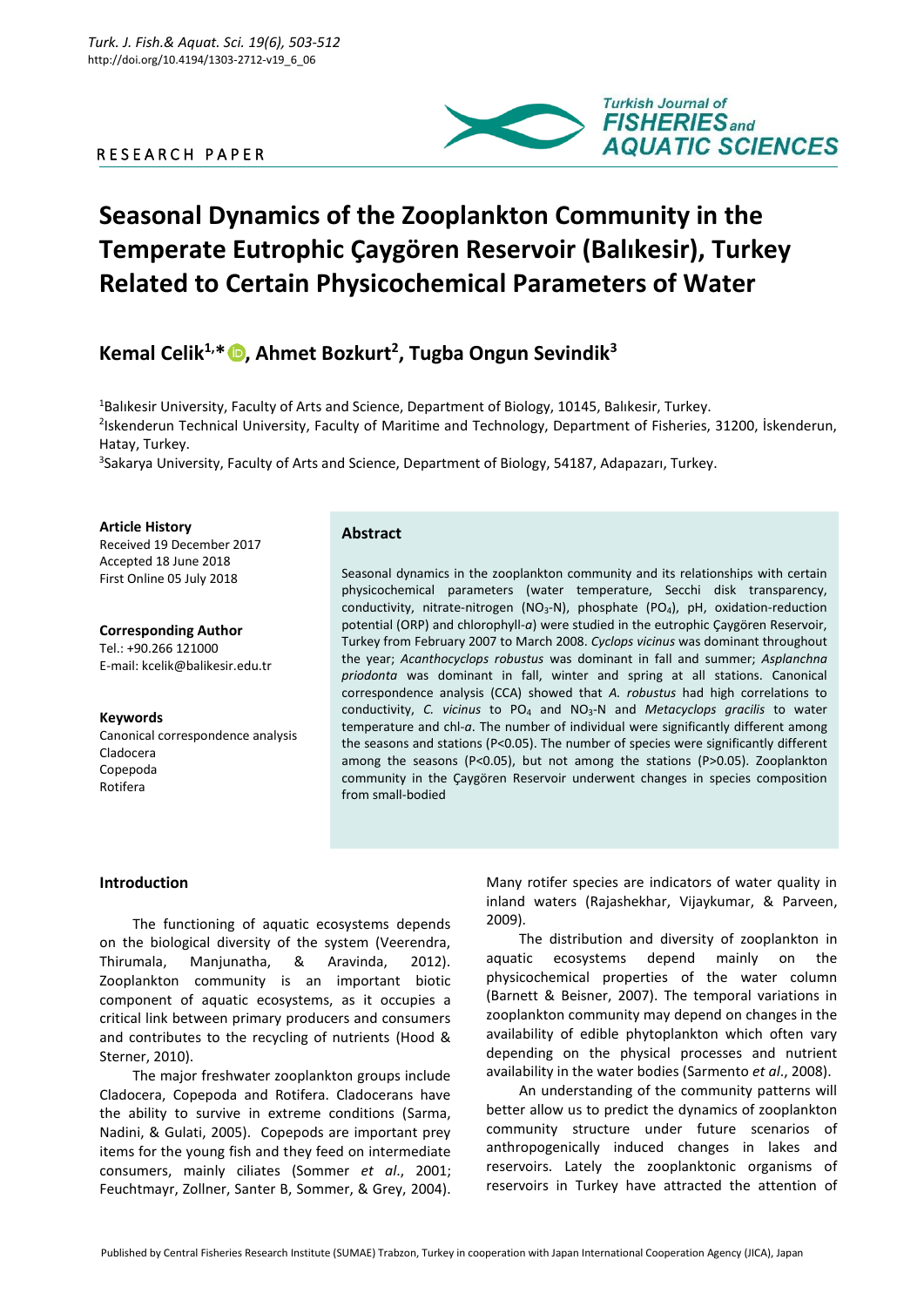RESEARCH PAPER

# Seasonal Dynamics of the Zooplankton Community in the Temperate Eutrophic Çaygören Reservoir (Balıkesir), Turkey Related to Certain Physicochemical Parameters of Water

**Kemal Celik[1,*], Ahmet Bozkurt[2], Tugba Ongun Sevindik[3]**

[1]Balıkesir University, Faculty of Arts and Science, Department of Biology, 10145, Balıkesir, Turkey.
[2]Iskenderun Technical University, Faculty of Maritime and Technology, Department of Fisheries, 31200, İskenderun, Hatay, Turkey.
[3]Sakarya University, Faculty of Arts and Science, Department of Biology, 54187, Adapazarı, Turkey.

**Article History**
Received 19 December 2017
Accepted 18 June 2018
First Online 05 July 2018

**Corresponding Author**
Tel.: +90.266 121000
E-mail: kcelik@balikesir.edu.tr

**Keywords**
Canonical correspondence analysis
Cladocera
Copepoda
Rotifera

## Abstract

Seasonal dynamics in the zooplankton community and its relationships with certain physicochemical parameters (water temperature, Secchi disk transparency, conductivity, nitrate-nitrogen ($NO_3$-N), phosphate ($PO_4$), pH, oxidation-reduction potential (ORP) and chlorophyll-*a*) were studied in the eutrophic Çaygören Reservoir, Turkey from February 2007 to March 2008. *Cyclops vicinus* was dominant throughout the year; *Acanthocyclops robustus* was dominant in fall and summer; *Asplanchna priodonta* was dominant in fall, winter and spring at all stations. Canonical correspondence analysis (CCA) showed that *A. robustus* had high correlations to conductivity, *C. vicinus* to $PO_4$ and $NO_3$-N and *Metacyclops gracilis* to water temperature and chl-*a*. The number of individual were significantly different among the seasons and stations ($P<0.05$). The number of species were significantly different among the seasons ($P<0.05$), but not among the stations ($P>0.05$). Zooplankton community in the Çaygören Reservoir underwent changes in species composition from small-bodied

## Introduction

The functioning of aquatic ecosystems depends on the biological diversity of the system (Veerendra, Thirumala, Manjunatha, & Aravinda, 2012). Zooplankton community is an important biotic component of aquatic ecosystems, as it occupies a critical link between primary producers and consumers and contributes to the recycling of nutrients (Hood & Sterner, 2010).

The major freshwater zooplankton groups include Cladocera, Copepoda and Rotifera. Cladocerans have the ability to survive in extreme conditions (Sarma, Nadini, & Gulati, 2005). Copepods are important prey items for the young fish and they feed on intermediate consumers, mainly ciliates (Sommer *et al*., 2001; Feuchtmayr, Zollner, Santer B, Sommer, & Grey, 2004). Many rotifer species are indicators of water quality in inland waters (Rajashekhar, Vijaykumar, & Parveen, 2009).

The distribution and diversity of zooplankton in aquatic ecosystems depend mainly on the physicochemical properties of the water column (Barnett & Beisner, 2007). The temporal variations in zooplankton community may depend on changes in the availability of edible phytoplankton which often vary depending on the physical processes and nutrient availability in the water bodies (Sarmento *et al*., 2008).

An understanding of the community patterns will better allow us to predict the dynamics of zooplankton community structure under future scenarios of anthropogenically induced changes in lakes and reservoirs. Lately the zooplanktonic organisms of reservoirs in Turkey have attracted the attention of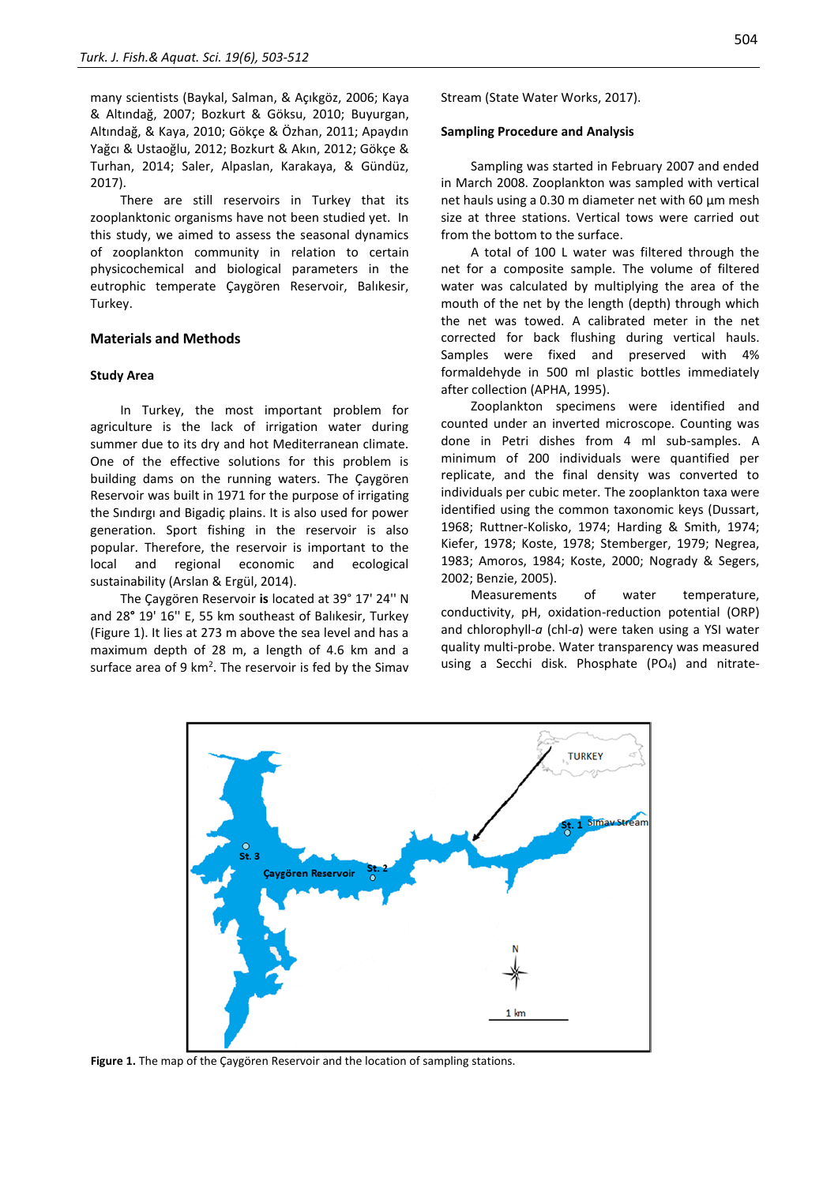many scientists (Baykal, Salman, & Açıkgöz, 2006; Kaya & Altındağ, 2007; Bozkurt & Göksu, 2010; Buyurgan, Altındağ, & Kaya, 2010; Gökçe & Özhan, 2011; Apaydın Yağcı & Ustaoğlu, 2012; Bozkurt & Akın, 2012; Gökçe & Turhan, 2014; Saler, Alpaslan, Karakaya, & Gündüz, 2017).

There are still reservoirs in Turkey that its zooplanktonic organisms have not been studied yet. In this study, we aimed to assess the seasonal dynamics of zooplankton community in relation to certain physicochemical and biological parameters in the eutrophic temperate Çaygören Reservoir, Balıkesir, Turkey.

## Materials and Methods

### Study Area

In Turkey, the most important problem for agriculture is the lack of irrigation water during summer due to its dry and hot Mediterranean climate. One of the effective solutions for this problem is building dams on the running waters. The Çaygören Reservoir was built in 1971 for the purpose of irrigating the Sındırgı and Bigadiç plains. It is also used for power generation. Sport fishing in the reservoir is also popular. Therefore, the reservoir is important to the local and regional economic and ecological sustainability (Arslan & Ergül, 2014).

The Çaygören Reservoir **is** located at 39° 17' 24'' N and 28**°** 19' 16'' E, 55 km southeast of Balıkesir, Turkey (Figure 1). It lies at 273 m above the sea level and has a maximum depth of 28 m, a length of 4.6 km and a surface area of 9 km$^2$. The reservoir is fed by the Simav Stream (State Water Works, 2017).

### Sampling Procedure and Analysis

Sampling was started in February 2007 and ended in March 2008. Zooplankton was sampled with vertical net hauls using a 0.30 m diameter net with 60 µm mesh size at three stations. Vertical tows were carried out from the bottom to the surface.

A total of 100 L water was filtered through the net for a composite sample. The volume of filtered water was calculated by multiplying the area of the mouth of the net by the length (depth) through which the net was towed. A calibrated meter in the net corrected for back flushing during vertical hauls. Samples were fixed and preserved with 4% formaldehyde in 500 ml plastic bottles immediately after collection (APHA, 1995).

Zooplankton specimens were identified and counted under an inverted microscope. Counting was done in Petri dishes from 4 ml sub-samples. A minimum of 200 individuals were quantified per replicate, and the final density was converted to individuals per cubic meter. The zooplankton taxa were identified using the common taxonomic keys (Dussart, 1968; Ruttner-Kolisko, 1974; Harding & Smith, 1974; Kiefer, 1978; Koste, 1978; Stemberger, 1979; Negrea, 1983; Amoros, 1984; Koste, 2000; Nogrady & Segers, 2002; Benzie, 2005).

Measurements of water temperature, conductivity, pH, oxidation-reduction potential (ORP) and chlorophyll-*a* (chl-*a*) were taken using a YSI water quality multi-probe. Water transparency was measured using a Secchi disk. Phosphate ($PO_4$) and nitrate-

**Figure 1.** The map of the Çaygören Reservoir and the location of sampling stations.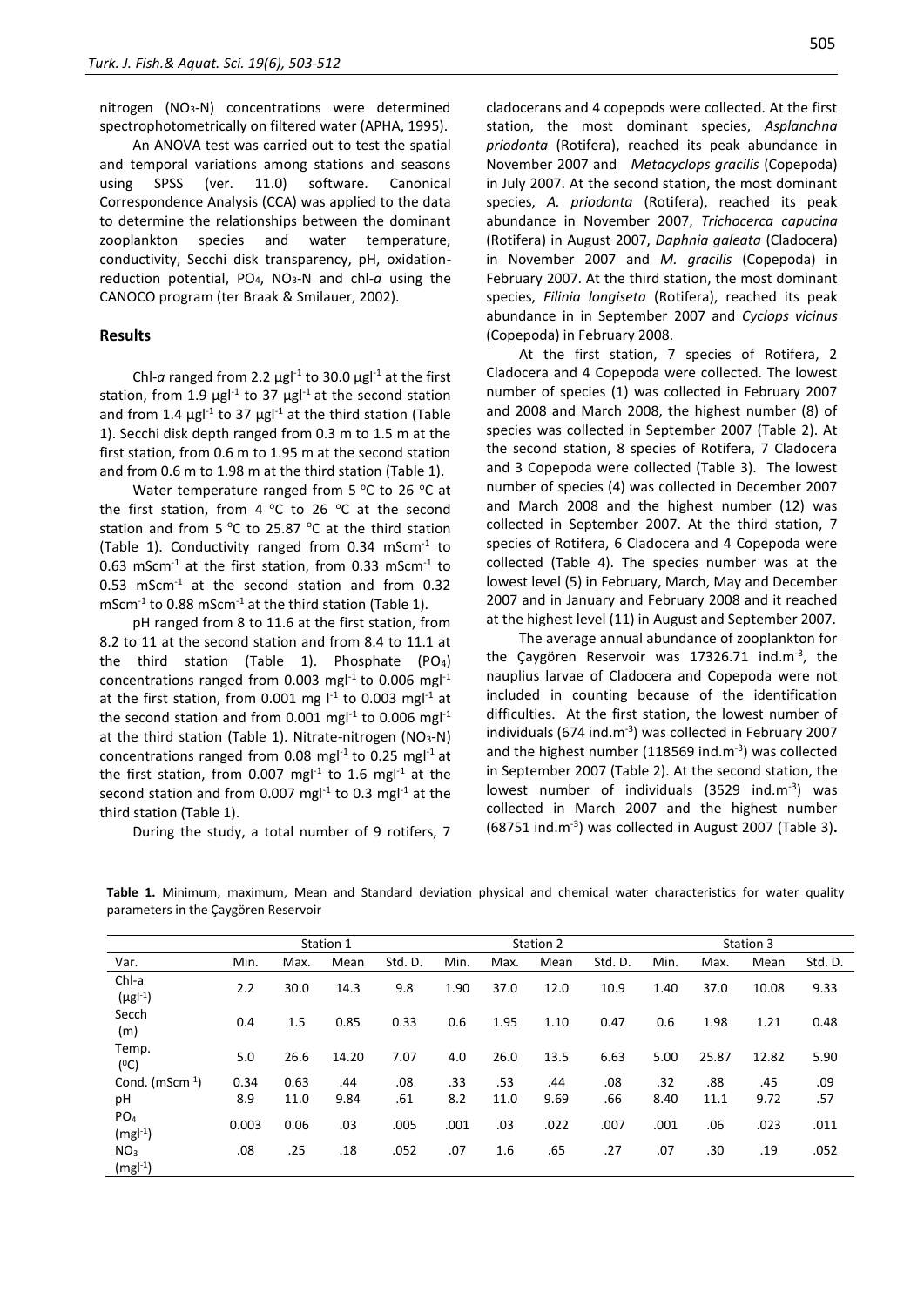nitrogen ($NO_3$-N) concentrations were determined spectrophotometrically on filtered water (APHA, 1995).

An ANOVA test was carried out to test the spatial and temporal variations among stations and seasons using SPSS (ver. 11.0) software. Canonical Correspondence Analysis (CCA) was applied to the data to determine the relationships between the dominant zooplankton species and water temperature, conductivity, Secchi disk transparency, pH, oxidation-reduction potential, $PO_4$, $NO_3$-N and chl-*a* using the CANOCO program (ter Braak & Smilauer, 2002).

## Results

Chl-*a* ranged from 2.2 $\mu gl^{-1}$ to 30.0 $\mu gl^{-1}$ at the first station, from 1.9 $\mu gl^{-1}$ to 37 $\mu gl^{-1}$ at the second station and from 1.4 $\mu gl^{-1}$ to 37 $\mu gl^{-1}$ at the third station (Table 1). Secchi disk depth ranged from 0.3 m to 1.5 m at the first station, from 0.6 m to 1.95 m at the second station and from 0.6 m to 1.98 m at the third station (Table 1).

Water temperature ranged from 5 $^oC$ to 26 $^oC$ at the first station, from 4 $^oC$ to 26 $^oC$ at the second station and from 5 $^oC$ to 25.87 $^oC$ at the third station (Table 1). Conductivity ranged from 0.34 $mScm^{-1}$ to 0.63 $mScm^{-1}$ at the first station, from 0.33 $mScm^{-1}$ to 0.53 $mScm^{-1}$ at the second station and from 0.32 $mScm^{-1}$ to 0.88 $mScm^{-1}$ at the third station (Table 1).

pH ranged from 8 to 11.6 at the first station, from 8.2 to 11 at the second station and from 8.4 to 11.1 at the third station (Table 1). Phosphate ($PO_4$) concentrations ranged from 0.003 $mgl^{-1}$ to 0.006 $mgl^{-1}$ at the first station, from 0.001 mg $l^{-1}$ to 0.003 $mgl^{-1}$ at the second station and from 0.001 $mgl^{-1}$ to 0.006 $mgl^{-1}$ at the third station (Table 1). Nitrate-nitrogen ($NO_3$-N) concentrations ranged from 0.08 $mgl^{-1}$ to 0.25 $mgl^{-1}$ at the first station, from 0.007 $mgl^{-1}$ to 1.6 $mgl^{-1}$ at the second station and from 0.007 $mgl^{-1}$ to 0.3 $mgl^{-1}$ at the third station (Table 1).

During the study, a total number of 9 rotifers, 7 cladocerans and 4 copepods were collected. At the first station, the most dominant species, *Asplanchna priodonta* (Rotifera), reached its peak abundance in November 2007 and *Metacyclops gracilis* (Copepoda) in July 2007. At the second station, the most dominant species, *A. priodonta* (Rotifera), reached its peak abundance in November 2007, *Trichocerca capucina* (Rotifera) in August 2007, *Daphnia galeata* (Cladocera) in November 2007 and *M. gracilis* (Copepoda) in February 2007. At the third station, the most dominant species, *Filinia longiseta* (Rotifera), reached its peak abundance in in September 2007 and *Cyclops vicinus* (Copepoda) in February 2008.

At the first station, 7 species of Rotifera, 2 Cladocera and 4 Copepoda were collected. The lowest number of species (1) was collected in February 2007 and 2008 and March 2008, the highest number (8) of species was collected in September 2007 (Table 2). At the second station, 8 species of Rotifera, 7 Cladocera and 3 Copepoda were collected (Table 3). The lowest number of species (4) was collected in December 2007 and March 2008 and the highest number (12) was collected in September 2007. At the third station, 7 species of Rotifera, 6 Cladocera and 4 Copepoda were collected (Table 4). The species number was at the lowest level (5) in February, March, May and December 2007 and in January and February 2008 and it reached at the highest level (11) in August and September 2007.

The average annual abundance of zooplankton for the Çaygören Reservoir was 17326.71 ind.$m^{-3}$, the nauplius larvae of Cladocera and Copepoda were not included in counting because of the identification difficulties. At the first station, the lowest number of individuals (674 ind.$m^{-3}$) was collected in February 2007 and the highest number (118569 ind.$m^{-3}$) was collected in September 2007 (Table 2). At the second station, the lowest number of individuals (3529 ind.$m^{-3}$) was collected in March 2007 and the highest number (68751 ind.$m^{-3}$) was collected in August 2007 (Table 3).

**Table 1.** Minimum, maximum, Mean and Standard deviation physical and chemical water characteristics for water quality parameters in the Çaygören Reservoir

| | Station 1 | | | | Station 2 | | | | Station 3 | | | |
|---|---|---|---|---|---|---|---|---|---|---|---|---|
| Var. | Min. | Max. | Mean | Std. D. | Min. | Max. | Mean | Std. D. | Min. | Max. | Mean | Std. D. |
| Chl-a ($\mu gl^{-1}$) | 2.2 | 30.0 | 14.3 | 9.8 | 1.90 | 37.0 | 12.0 | 10.9 | 1.40 | 37.0 | 10.08 | 9.33 |
| Secch (m) | 0.4 | 1.5 | 0.85 | 0.33 | 0.6 | 1.95 | 1.10 | 0.47 | 0.6 | 1.98 | 1.21 | 0.48 |
| Temp. ($^0C$) | 5.0 | 26.6 | 14.20 | 7.07 | 4.0 | 26.0 | 13.5 | 6.63 | 5.00 | 25.87 | 12.82 | 5.90 |
| Cond. ($mScm^{-1}$) | 0.34 | 0.63 | .44 | .08 | .33 | .53 | .44 | .08 | .32 | .88 | .45 | .09 |
| pH | 8.9 | 11.0 | 9.84 | .61 | 8.2 | 11.0 | 9.69 | .66 | 8.40 | 11.1 | 9.72 | .57 |
| $PO_4$ ($mgl^{-1}$) | 0.003 | 0.06 | .03 | .005 | .001 | .03 | .022 | .007 | .001 | .06 | .023 | .011 |
| $NO_3$ ($mgl^{-1}$) | .08 | .25 | .18 | .052 | .07 | 1.6 | .65 | .27 | .07 | .30 | .19 | .052 |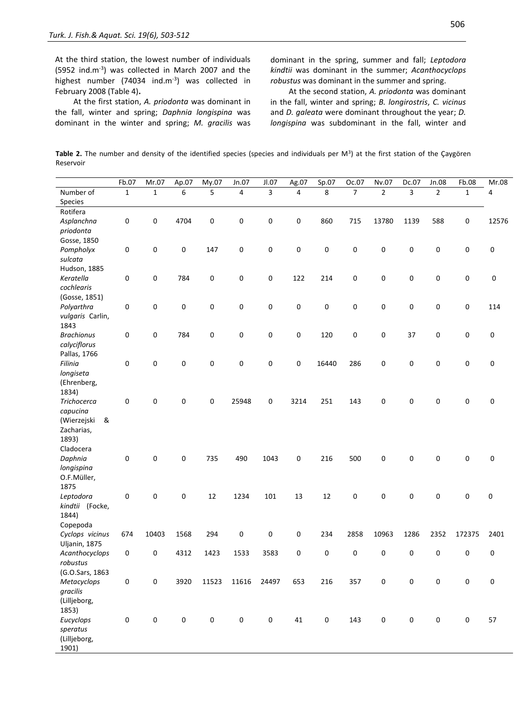At the third station, the lowest number of individuals (5952 ind.m$^{-3}$) was collected in March 2007 and the highest number (74034 ind.m$^{-3}$) was collected in February 2008 (Table 4).

At the first station, *A. priodonta* was dominant in the fall, winter and spring; *Daphnia longispina* was dominant in the winter and spring; *M. gracilis* was dominant in the spring, summer and fall; *Leptodora kindtii* was dominant in the summer; *Acanthocyclops robustus* was dominant in the summer and spring.

At the second station, *A. priodonta* was dominant in the fall, winter and spring; *B. longirostris*, *C. vicinus* and *D. galeata* were dominant throughout the year; *D. longispina* was subdominant in the fall, winter and

**Table 2.** The number and density of the identified species (species and individuals per M$^3$) at the first station of the Çaygören Reservoir

| | Fb.07 | Mr.07 | Ap.07 | My.07 | Jn.07 | Jl.07 | Ag.07 | Sp.07 | Oc.07 | Nv.07 | Dc.07 | Jn.08 | Fb.08 | Mr.08 |
|---|---|---|---|---|---|---|---|---|---|---|---|---|---|---|
| Number of Species | 1 | 1 | 6 | 5 | 4 | 3 | 4 | 8 | 7 | 2 | 3 | 2 | 1 | 4 |
| Rotifera | | | | | | | | | | | | | | |
| *Asplanchna priodonta* Gosse, 1850 | 0 | 0 | 4704 | 0 | 0 | 0 | 0 | 860 | 715 | 13780 | 1139 | 588 | 0 | 12576 |
| *Pompholyx sulcata* Hudson, 1885 | 0 | 0 | 0 | 147 | 0 | 0 | 0 | 0 | 0 | 0 | 0 | 0 | 0 | 0 |
| *Keratella cochlearis* (Gosse, 1851) | 0 | 0 | 784 | 0 | 0 | 0 | 122 | 214 | 0 | 0 | 0 | 0 | 0 | 0 |
| *Polyarthra vulgaris* Carlin, 1843 | 0 | 0 | 0 | 0 | 0 | 0 | 0 | 0 | 0 | 0 | 0 | 0 | 0 | 114 |
| *Brachionus calyciflorus* Pallas, 1766 | 0 | 0 | 784 | 0 | 0 | 0 | 0 | 120 | 0 | 0 | 37 | 0 | 0 | 0 |
| *Filinia longiseta* (Ehrenberg, 1834) | 0 | 0 | 0 | 0 | 0 | 0 | 0 | 16440 | 286 | 0 | 0 | 0 | 0 | 0 |
| *Trichocerca capucina* (Wierzejski & Zacharias, 1893) | 0 | 0 | 0 | 0 | 25948 | 0 | 3214 | 251 | 143 | 0 | 0 | 0 | 0 | 0 |
| Cladocera | | | | | | | | | | | | | | |
| *Daphnia longispina* O.F.Müller, 1875 | 0 | 0 | 0 | 735 | 490 | 1043 | 0 | 216 | 500 | 0 | 0 | 0 | 0 | 0 |
| *Leptodora kindtii* (Focke, 1844) | 0 | 0 | 0 | 12 | 1234 | 101 | 13 | 12 | 0 | 0 | 0 | 0 | 0 | 0 |
| Copepoda | | | | | | | | | | | | | | |
| *Cyclops vicinus* Uljanin, 1875 | 674 | 10403 | 1568 | 294 | 0 | 0 | 0 | 234 | 2858 | 10963 | 1286 | 2352 | 172375 | 2401 |
| *Acanthocyclops robustus* (G.O.Sars, 1863 | 0 | 0 | 4312 | 1423 | 1533 | 3583 | 0 | 0 | 0 | 0 | 0 | 0 | 0 | 0 |
| *Metacyclops gracilis* (Lilljeborg, 1853) | 0 | 0 | 3920 | 11523 | 11616 | 24497 | 653 | 216 | 357 | 0 | 0 | 0 | 0 | 0 |
| *Eucyclops speratus* (Lilljeborg, 1901) | 0 | 0 | 0 | 0 | 0 | 0 | 41 | 0 | 143 | 0 | 0 | 0 | 0 | 57 |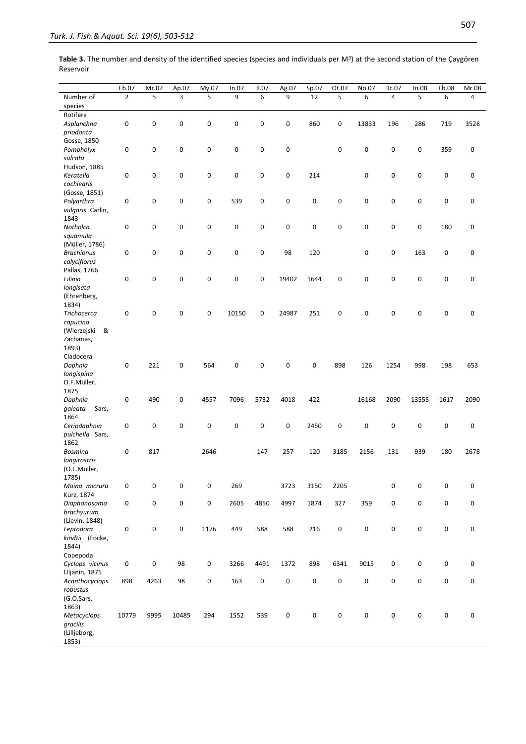**Table 3.** The number and density of the identified species (species and individuals per M³) at the second station of the Çaygören Reservoir

| | Fb.07 | Mr.07 | Ap.07 | My.07 | Jn.07 | Jl.07 | Ag.07 | Sp.07 | Ot.07 | No.07 | Dc.07 | Jn.08 | Fb.08 | Mr.08 |
|---|---|---|---|---|---|---|---|---|---|---|---|---|---|---|
| Number of species | 2 | 5 | 3 | 5 | 9 | 6 | 9 | 12 | 5 | 6 | 4 | 5 | 6 | 4 |
| Rotifera | | | | | | | | | | | | | | |
| *Asplanchna priodonta* Gosse, 1850 | 0 | 0 | 0 | 0 | 0 | 0 | 0 | 860 | 0 | 13833 | 196 | 286 | 719 | 3528 |
| *Pompholyx sulcata* Hudson, 1885 | 0 | 0 | 0 | 0 | 0 | 0 | 0 | | 0 | 0 | 0 | 0 | 359 | 0 |
| *Keratella cochlearis* (Gosse, 1851) | 0 | 0 | 0 | 0 | 0 | 0 | 0 | 214 | | 0 | 0 | 0 | 0 | 0 |
| *Polyarthra vulgaris* Carlin, 1843 | 0 | 0 | 0 | 0 | 539 | 0 | 0 | 0 | 0 | 0 | 0 | 0 | 0 | 0 |
| *Notholca squamula* (Müller, 1786) | 0 | 0 | 0 | 0 | 0 | 0 | 0 | 0 | 0 | 0 | 0 | 0 | 180 | 0 |
| *Brachionus calyciflorus* Pallas, 1766 | 0 | 0 | 0 | 0 | 0 | 0 | 98 | 120 | | 0 | 0 | 163 | 0 | 0 |
| *Filinia longiseta* (Ehrenberg, 1834) | 0 | 0 | 0 | 0 | 0 | 0 | 19402 | 1644 | 0 | 0 | 0 | 0 | 0 | 0 |
| *Trichocerca capucina* (Wierzejski & Zacharias, 1893) | 0 | 0 | 0 | 0 | 10150 | 0 | 24987 | 251 | 0 | 0 | 0 | 0 | 0 | 0 |
| Cladocera | | | | | | | | | | | | | | |
| *Daphnia longispina* O.F.Müller, 1875 | 0 | 221 | 0 | 564 | 0 | 0 | 0 | 0 | 898 | 126 | 1254 | 998 | 198 | 653 |
| *Daphnia galeata* Sars, 1864 | 0 | 490 | 0 | 4557 | 7096 | 5732 | 4018 | 422 | | 16168 | 2090 | 13555 | 1617 | 2090 |
| *Ceriodaphnia pulchella* Sars, 1862 | 0 | 0 | 0 | 0 | 0 | 0 | 0 | 2450 | 0 | 0 | 0 | 0 | 0 | 0 |
| *Bosmina longirostris* (O.F.Müller, 1785) | 0 | 817 | | 2646 | | 147 | 257 | 120 | 3185 | 2156 | 131 | 939 | 180 | 2678 |
| *Moina micrura* Kurz, 1874 | 0 | 0 | 0 | 0 | 269 | | 3723 | 3150 | 2205 | | 0 | 0 | 0 | 0 |
| *Diaphanosoma brachyurum* (Lievin, 1848) | 0 | 0 | 0 | 0 | 2605 | 4850 | 4997 | 1874 | 327 | 359 | 0 | 0 | 0 | 0 |
| *Leptodora kindtii* (Focke, 1844) | 0 | 0 | 0 | 1176 | 449 | 588 | 588 | 216 | 0 | 0 | 0 | 0 | 0 | 0 |
| Copepoda | | | | | | | | | | | | | | |
| *Cyclops vicinus* Uljanin, 1875 | 0 | 0 | 98 | 0 | 3266 | 4491 | 1372 | 898 | 6341 | 9015 | 0 | 0 | 0 | 0 |
| *Acanthocyclops robustus* (G.O.Sars, 1863) | 898 | 4263 | 98 | 0 | 163 | 0 | 0 | 0 | 0 | 0 | 0 | 0 | 0 | 0 |
| *Metacyclops gracilis* (Lilljeborg, 1853) | 10779 | 9995 | 10485 | 294 | 1552 | 539 | 0 | 0 | 0 | 0 | 0 | 0 | 0 | 0 |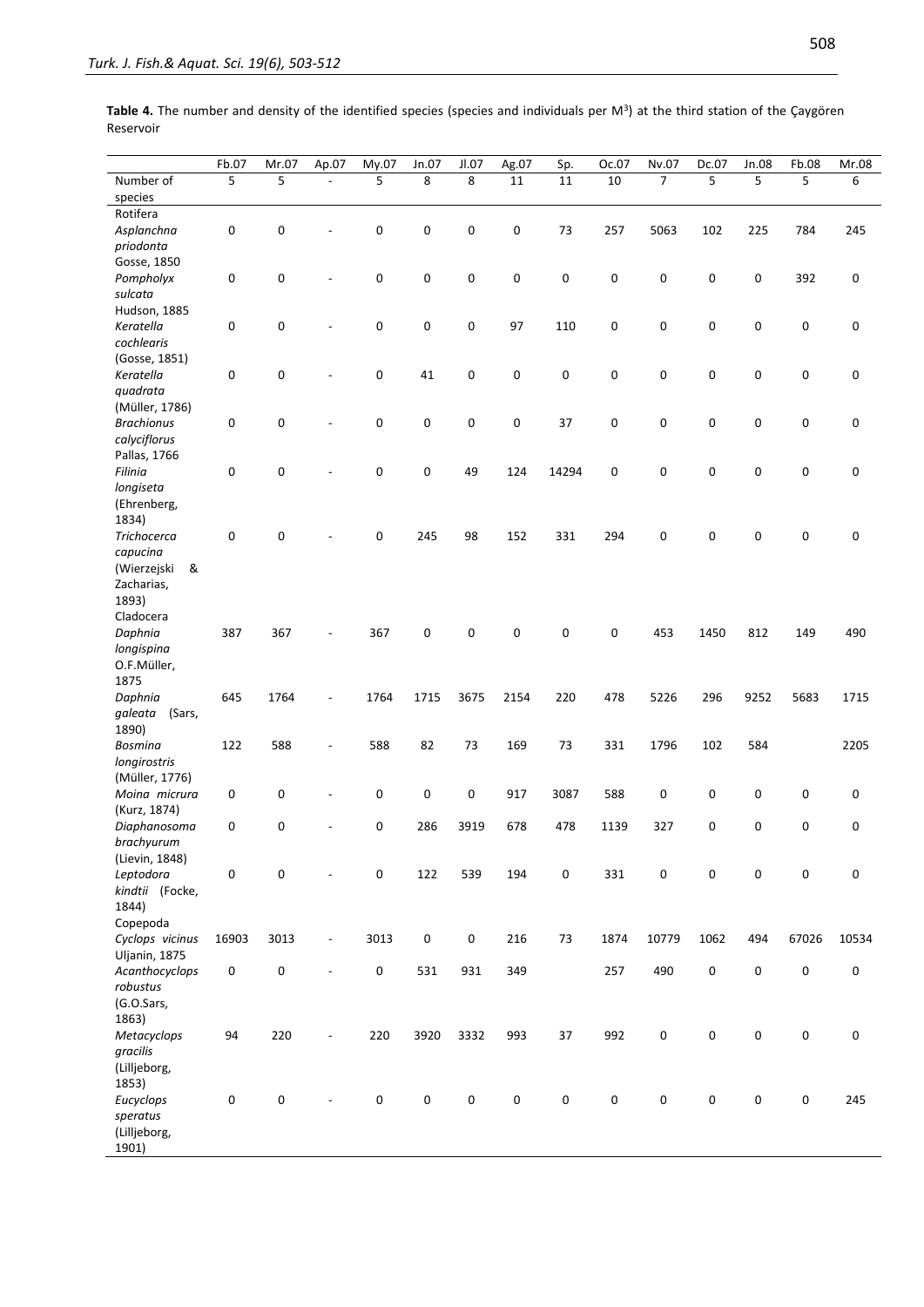**Table 4.** The number and density of the identified species (species and individuals per $M^3$) at the third station of the Çaygören Reservoir

| | Fb.07 | Mr.07 | Ap.07 | My.07 | Jn.07 | Jl.07 | Ag.07 | Sp. | Oc.07 | Nv.07 | Dc.07 | Jn.08 | Fb.08 | Mr.08 |
|---|---|---|---|---|---|---|---|---|---|---|---|---|---|---|
| Number of species | 5 | 5 | - | 5 | 8 | 8 | 11 | 11 | 10 | 7 | 5 | 5 | 5 | 6 |
| Rotifera | | | | | | | | | | | | | | |
| *Asplanchna priodonta* Gosse, 1850 | 0 | 0 | - | 0 | 0 | 0 | 0 | 73 | 257 | 5063 | 102 | 225 | 784 | 245 |
| *Pompholyx sulcata* Hudson, 1885 | 0 | 0 | - | 0 | 0 | 0 | 0 | 0 | 0 | 0 | 0 | 0 | 392 | 0 |
| *Keratella cochlearis* (Gosse, 1851) | 0 | 0 | - | 0 | 0 | 0 | 97 | 110 | 0 | 0 | 0 | 0 | 0 | 0 |
| *Keratella quadrata* (Müller, 1786) | 0 | 0 | - | 0 | 41 | 0 | 0 | 0 | 0 | 0 | 0 | 0 | 0 | 0 |
| *Brachionus calyciflorus* Pallas, 1766 | 0 | 0 | - | 0 | 0 | 0 | 0 | 37 | 0 | 0 | 0 | 0 | 0 | 0 |
| *Filinia longiseta* (Ehrenberg, 1834) | 0 | 0 | - | 0 | 0 | 49 | 124 | 14294 | 0 | 0 | 0 | 0 | 0 | 0 |
| *Trichocerca capucina* (Wierzejski & Zacharias, 1893) | 0 | 0 | - | 0 | 245 | 98 | 152 | 331 | 294 | 0 | 0 | 0 | 0 | 0 |
| Cladocera | | | | | | | | | | | | | | |
| *Daphnia longispina* O.F.Müller, 1875 | 387 | 367 | - | 367 | 0 | 0 | 0 | 0 | 0 | 453 | 1450 | 812 | 149 | 490 |
| *Daphnia galeata* (Sars, 1890) | 645 | 1764 | - | 1764 | 1715 | 3675 | 2154 | 220 | 478 | 5226 | 296 | 9252 | 5683 | 1715 |
| *Bosmina longirostris* (Müller, 1776) | 122 | 588 | - | 588 | 82 | 73 | 169 | 73 | 331 | 1796 | 102 | 584 | | 2205 |
| *Moina micrura* (Kurz, 1874) | 0 | 0 | - | 0 | 0 | 0 | 917 | 3087 | 588 | 0 | 0 | 0 | 0 | 0 |
| *Diaphanosoma brachyurum* (Lievin, 1848) | 0 | 0 | - | 0 | 286 | 3919 | 678 | 478 | 1139 | 327 | 0 | 0 | 0 | 0 |
| *Leptodora kindtii* (Focke, 1844) | 0 | 0 | - | 0 | 122 | 539 | 194 | 0 | 331 | 0 | 0 | 0 | 0 | 0 |
| Copepoda | | | | | | | | | | | | | | |
| *Cyclops vicinus* Uljanin, 1875 | 16903 | 3013 | - | 3013 | 0 | 0 | 216 | 73 | 1874 | 10779 | 1062 | 494 | 67026 | 10534 |
| *Acanthocyclops robustus* (G.O.Sars, 1863) | 0 | 0 | - | 0 | 531 | 931 | 349 | | 257 | 490 | 0 | 0 | 0 | 0 |
| *Metacyclops gracilis* (Lilljeborg, 1853) | 94 | 220 | - | 220 | 3920 | 3332 | 993 | 37 | 992 | 0 | 0 | 0 | 0 | 0 |
| *Eucyclops speratus* (Lilljeborg, 1901) | 0 | 0 | - | 0 | 0 | 0 | 0 | 0 | 0 | 0 | 0 | 0 | 0 | 245 |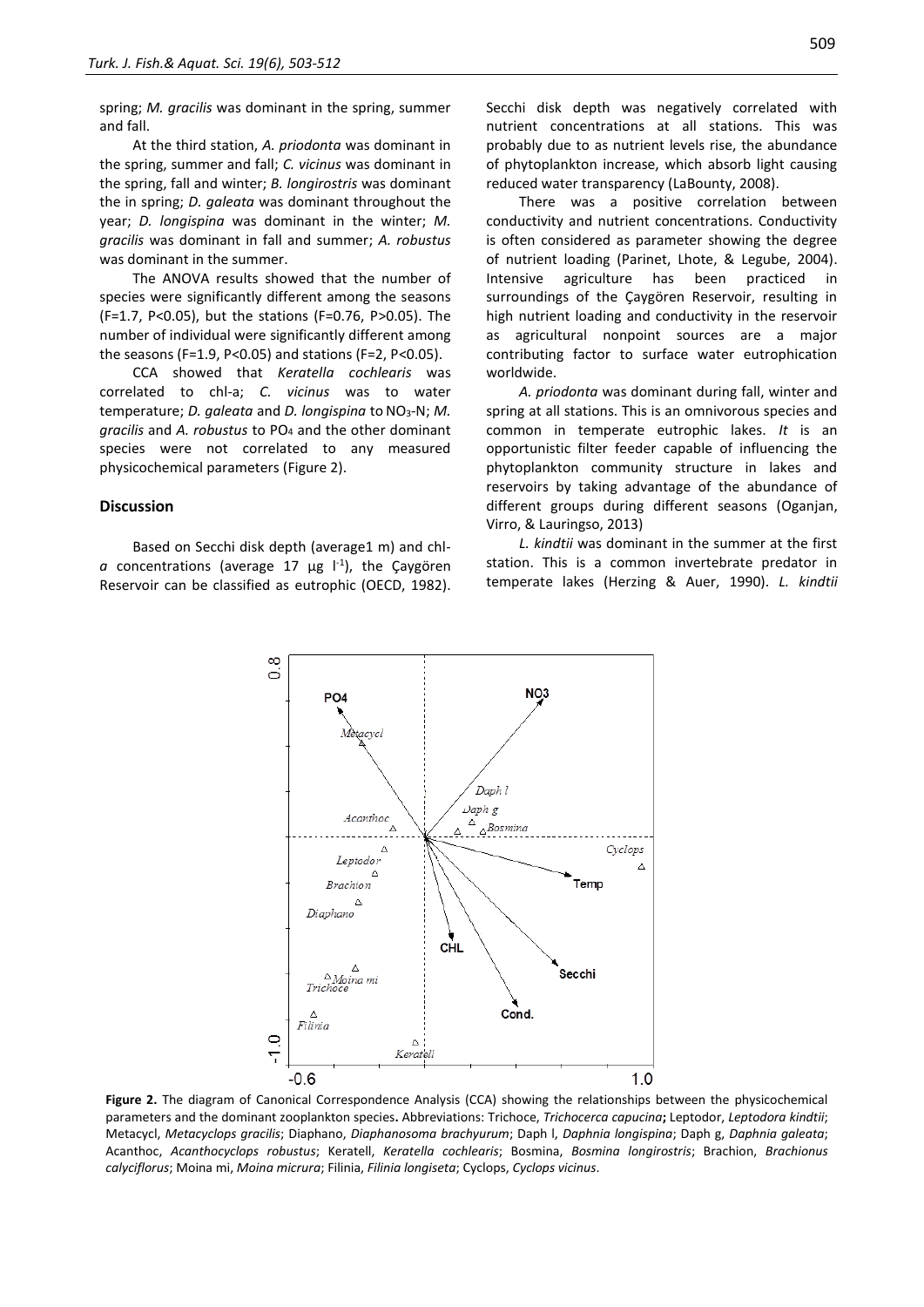spring; *M. gracilis* was dominant in the spring, summer and fall.

At the third station, *A. priodonta* was dominant in the spring, summer and fall; *C. vicinus* was dominant in the spring, fall and winter; *B. longirostris* was dominant the in spring; *D. galeata* was dominant throughout the year; *D. longispina* was dominant in the winter; *M. gracilis* was dominant in fall and summer; *A. robustus* was dominant in the summer.

The ANOVA results showed that the number of species were significantly different among the seasons ($F=1.7$, $P<0.05$), but the stations ($F=0.76$, $P>0.05$). The number of individual were significantly different among the seasons ($F=1.9$, $P<0.05$) and stations ($F=2$, $P<0.05$).

CCA showed that *Keratella cochlearis* was correlated to chl-a; *C. vicinus* was to water temperature; *D. galeata* and *D. longispina* to $NO_3$-N; *M. gracilis* and *A. robustus* to $PO_4$ and the other dominant species were not correlated to any measured physicochemical parameters (Figure 2).

## Discussion

Based on Secchi disk depth (average1 m) and chl-*a* concentrations (average 17 µg $l^{-1}$), the Çaygören Reservoir can be classified as eutrophic (OECD, 1982). Secchi disk depth was negatively correlated with nutrient concentrations at all stations. This was probably due to as nutrient levels rise, the abundance of phytoplankton increase, which absorb light causing reduced water transparency (LaBounty, 2008).

There was a positive correlation between conductivity and nutrient concentrations. Conductivity is often considered as parameter showing the degree of nutrient loading (Parinet, Lhote, & Legube, 2004). Intensive agriculture has been practiced in surroundings of the Çaygören Reservoir, resulting in high nutrient loading and conductivity in the reservoir as agricultural nonpoint sources are a major contributing factor to surface water eutrophication worldwide.

*A. priodonta* was dominant during fall, winter and spring at all stations. This is an omnivorous species and common in temperate eutrophic lakes. *It* is an opportunistic filter feeder capable of influencing the phytoplankton community structure in lakes and reservoirs by taking advantage of the abundance of different groups during different seasons (Oganjan, Virro, & Lauringso, 2013)

*L. kindtii* was dominant in the summer at the first station. This is a common invertebrate predator in temperate lakes (Herzing & Auer, 1990). *L. kindtii*

**Figure 2.** The diagram of Canonical Correspondence Analysis (CCA) showing the relationships between the physicochemical parameters and the dominant zooplankton species**.** Abbreviations: Trichoce, *Trichocerca capucina***;** Leptodor, *Leptodora kindtii*; Metacycl, *Metacyclops gracilis*; Diaphano, *Diaphanosoma brachyurum*; Daph l, *Daphnia longispina*; Daph g, *Daphnia galeata*; Acanthoc, *Acanthocyclops robustus*; Keratell, *Keratella cochlearis*; Bosmina, *Bosmina longirostris*; Brachion, *Brachionus calyciflorus*; Moina mi, *Moina micrura*; Filinia, *Filinia longiseta*; Cyclops, *Cyclops vicinus*.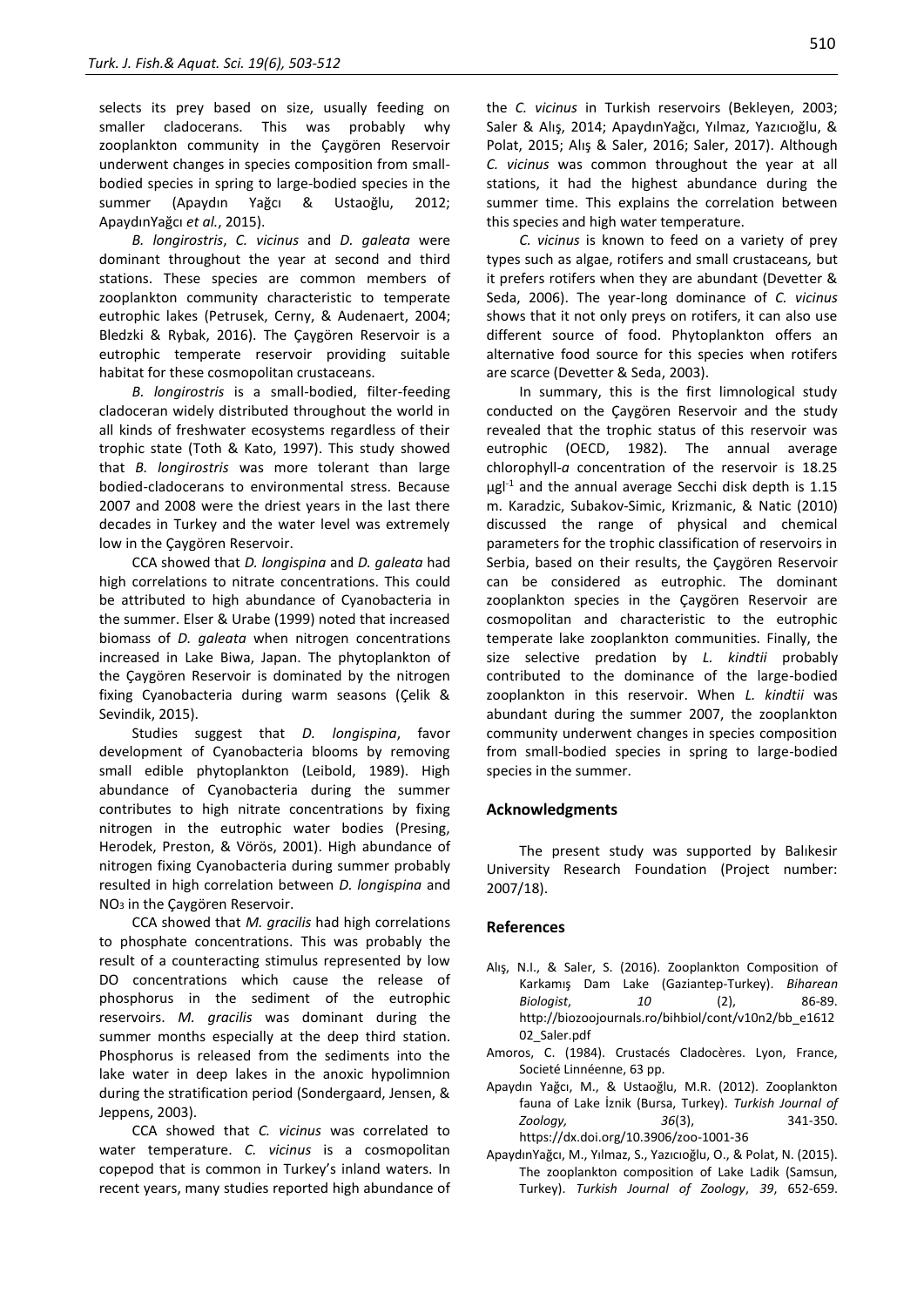selects its prey based on size, usually feeding on smaller cladocerans. This was probably why zooplankton community in the Çaygören Reservoir underwent changes in species composition from small-bodied species in spring to large-bodied species in the summer (Apaydın Yağcı & Ustaoğlu, 2012; ApaydınYağcı *et al.*, 2015).

*B. longirostris*, *C. vicinus* and *D. galeata* were dominant throughout the year at second and third stations. These species are common members of zooplankton community characteristic to temperate eutrophic lakes (Petrusek, Cerny, & Audenaert, 2004; Bledzki & Rybak, 2016). The Çaygören Reservoir is a eutrophic temperate reservoir providing suitable habitat for these cosmopolitan crustaceans.

*B. longirostris* is a small-bodied, filter-feeding cladoceran widely distributed throughout the world in all kinds of freshwater ecosystems regardless of their trophic state (Toth & Kato, 1997). This study showed that *B. longirostris* was more tolerant than large bodied-cladocerans to environmental stress. Because 2007 and 2008 were the driest years in the last there decades in Turkey and the water level was extremely low in the Çaygören Reservoir.

CCA showed that *D. longispina* and *D. galeata* had high correlations to nitrate concentrations. This could be attributed to high abundance of Cyanobacteria in the summer. Elser & Urabe (1999) noted that increased biomass of *D. galeata* when nitrogen concentrations increased in Lake Biwa, Japan. The phytoplankton of the Çaygören Reservoir is dominated by the nitrogen fixing Cyanobacteria during warm seasons (Çelik & Sevindik, 2015).

Studies suggest that *D. longispina*, favor development of Cyanobacteria blooms by removing small edible phytoplankton (Leibold, 1989). High abundance of Cyanobacteria during the summer contributes to high nitrate concentrations by fixing nitrogen in the eutrophic water bodies (Presing, Herodek, Preston, & Vörös, 2001). High abundance of nitrogen fixing Cyanobacteria during summer probably resulted in high correlation between *D. longispina* and $NO_3$ in the Çaygören Reservoir.

CCA showed that *M. gracilis* had high correlations to phosphate concentrations. This was probably the result of a counteracting stimulus represented by low DO concentrations which cause the release of phosphorus in the sediment of the eutrophic reservoirs. *M. gracilis* was dominant during the summer months especially at the deep third station. Phosphorus is released from the sediments into the lake water in deep lakes in the anoxic hypolimnion during the stratification period (Sondergaard, Jensen, & Jeppens, 2003).

CCA showed that *C. vicinus* was correlated to water temperature. *C. vicinus* is a cosmopolitan copepod that is common in Turkey's inland waters. In recent years, many studies reported high abundance of the *C. vicinus* in Turkish reservoirs (Bekleyen, 2003; Saler & Alış, 2014; ApaydınYağcı, Yılmaz, Yazıcıoğlu, & Polat, 2015; Alış & Saler, 2016; Saler, 2017). Although *C. vicinus* was common throughout the year at all stations, it had the highest abundance during the summer time. This explains the correlation between this species and high water temperature.

*C. vicinus* is known to feed on a variety of prey types such as algae, rotifers and small crustaceans, but it prefers rotifers when they are abundant (Devetter & Seda, 2006). The year-long dominance of *C. vicinus* shows that it not only preys on rotifers, it can also use different source of food. Phytoplankton offers an alternative food source for this species when rotifers are scarce (Devetter & Seda, 2003).

In summary, this is the first limnological study conducted on the Çaygören Reservoir and the study revealed that the trophic status of this reservoir was eutrophic (OECD, 1982). The annual average chlorophyll-*a* concentration of the reservoir is 18.25 $\mu g l^{-1}$ and the annual average Secchi disk depth is 1.15 m. Karadzic, Subakov-Simic, Krizmanic, & Natic (2010) discussed the range of physical and chemical parameters for the trophic classification of reservoirs in Serbia, based on their results, the Çaygören Reservoir can be considered as eutrophic. The dominant zooplankton species in the Çaygören Reservoir are cosmopolitan and characteristic to the eutrophic temperate lake zooplankton communities. Finally, the size selective predation by *L. kindtii* probably contributed to the dominance of the large-bodied zooplankton in this reservoir. When *L. kindtii* was abundant during the summer 2007, the zooplankton community underwent changes in species composition from small-bodied species in spring to large-bodied species in the summer.

## Acknowledgments

The present study was supported by Balıkesir University Research Foundation (Project number: 2007/18).

## References

Alış, N.I., & Saler, S. (2016). Zooplankton Composition of Karkamış Dam Lake (Gaziantep-Turkey). *Biharean Biologist*, *10* (2), 86-89. http://biozoojournals.ro/bihbiol/cont/v10n2/bb_e161202_Saler.pdf

Amoros, C. (1984). Crustacés Cladocères. Lyon, France, Societé Linnéenne, 63 pp.

Apaydın Yağcı, M., & Ustaoğlu, M.R. (2012). Zooplankton fauna of Lake İznik (Bursa, Turkey). *Turkish Journal of Zoology,* *36*(3), 341-350. https://dx.doi.org/10.3906/zoo-1001-36

ApaydınYağcı, M., Yılmaz, S., Yazıcıoğlu, O., & Polat, N. (2015). The zooplankton composition of Lake Ladik (Samsun, Turkey). *Turkish Journal of Zoology*, *39*, 652-659.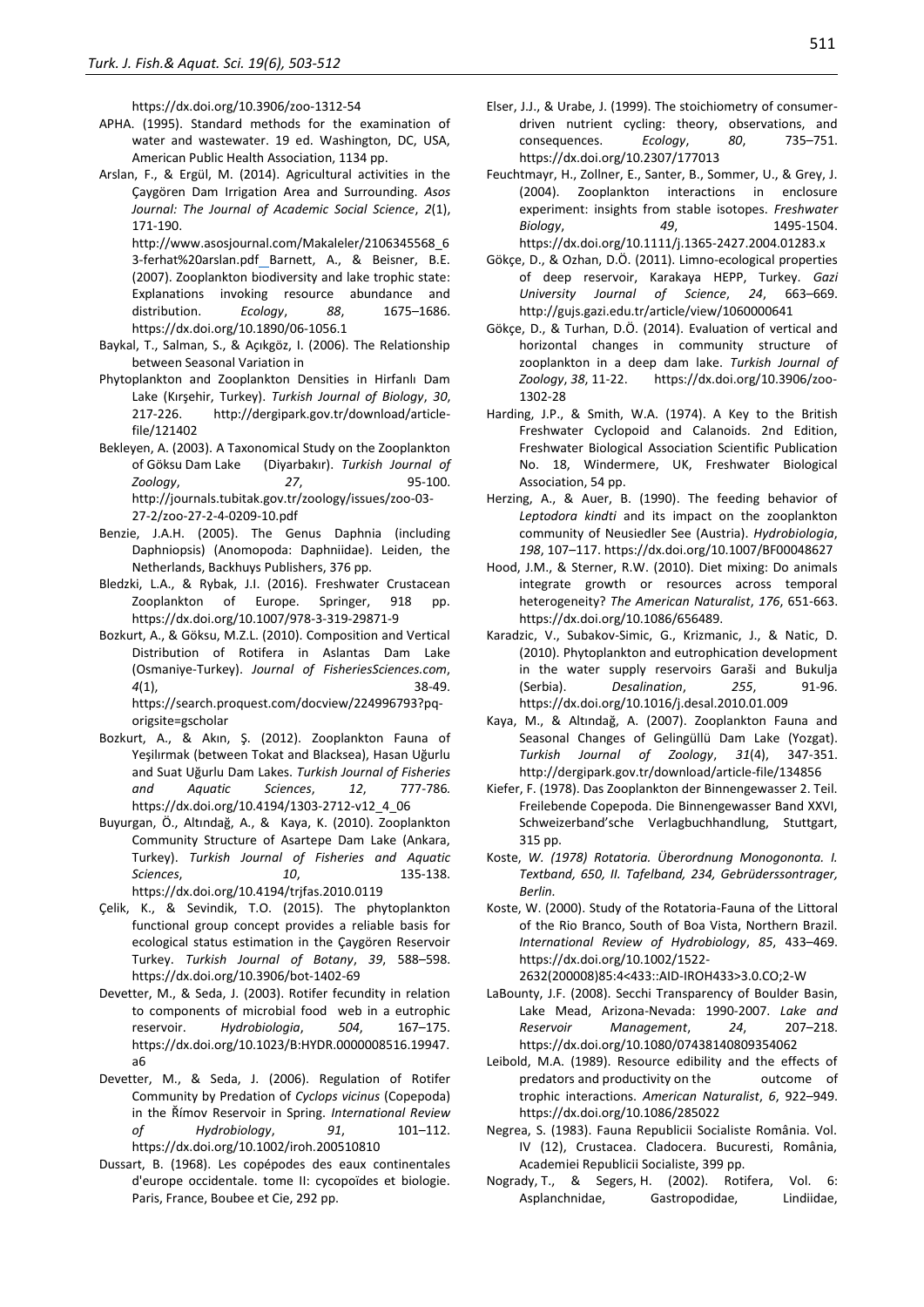https://dx.doi.org/10.3906/zoo-1312-54

APHA. (1995). Standard methods for the examination of water and wastewater. 19 ed. Washington, DC, USA, American Public Health Association, 1134 pp.

Arslan, F., & Ergül, M. (2014). Agricultural activities in the Çaygören Dam Irrigation Area and Surrounding. *Asos Journal: The Journal of Academic Social Science*, *2*(1), 171-190. http://www.asosjournal.com/Makaleler/2106345568_63-ferhat%20arslan.pdf Barnett, A., & Beisner, B.E. (2007). Zooplankton biodiversity and lake trophic state: Explanations invoking resource abundance and distribution. *Ecology*, *88*, 1675–1686. https://dx.doi.org/10.1890/06-1056.1

Baykal, T., Salman, S., & Açıkgöz, I. (2006). The Relationship between Seasonal Variation in Phytoplankton and Zooplankton Densities in Hirfanlı Dam Lake (Kırşehir, Turkey). *Turkish Journal of Biology*, *30*, 217-226. http://dergipark.gov.tr/download/article-file/121402

Bekleyen, A. (2003). A Taxonomical Study on the Zooplankton of Göksu Dam Lake (Diyarbakır). *Turkish Journal of Zoology*, *27*, 95-100. http://journals.tubitak.gov.tr/zoology/issues/zoo-03-27-2/zoo-27-2-4-0209-10.pdf

Benzie, J.A.H. (2005). The Genus Daphnia (including Daphniopsis) (Anomopoda: Daphniidae). Leiden, the Netherlands, Backhuys Publishers, 376 pp.

Bledzki, L.A., & Rybak, J.I. (2016). Freshwater Crustacean Zooplankton of Europe. Springer, 918 pp. https://dx.doi.org/10.1007/978-3-319-29871-9

Bozkurt, A., & Göksu, M.Z.L. (2010). Composition and Vertical Distribution of Rotifera in Aslantas Dam Lake (Osmaniye-Turkey). *Journal of FisheriesSciences.com*, *4*(1), 38-49. https://search.proquest.com/docview/224996793?pq-origsite=gscholar

Bozkurt, A., & Akın, Ş. (2012). Zooplankton Fauna of Yeşilırmak (between Tokat and Blacksea), Hasan Uğurlu and Suat Uğurlu Dam Lakes. *Turkish Journal of Fisheries and Aquatic Sciences*, *12*, 777-786. https://dx.doi.org/10.4194/1303-2712-v12_4_06

Buyurgan, Ö., Altındağ, A., & Kaya, K. (2010). Zooplankton Community Structure of Asartepe Dam Lake (Ankara, Turkey). *Turkish Journal of Fisheries and Aquatic Sciences*, *10*, 135-138. https://dx.doi.org/10.4194/trjfas.2010.0119

Çelik, K., & Sevindik, T.O. (2015). The phytoplankton functional group concept provides a reliable basis for ecological status estimation in the Çaygören Reservoir Turkey. *Turkish Journal of Botany*, *39*, 588–598. https://dx.doi.org/10.3906/bot-1402-69

Devetter, M., & Seda, J. (2003). Rotifer fecundity in relation to components of microbial food web in a eutrophic reservoir. *Hydrobiologia*, *504*, 167–175. https://dx.doi.org/10.1023/B:HYDR.0000008516.19947.a6

Devetter, M., & Seda, J. (2006). Regulation of Rotifer Community by Predation of *Cyclops vicinus* (Copepoda) in the Římov Reservoir in Spring. *International Review of Hydrobiology*, *91*, 101–112. https://dx.doi.org/10.1002/iroh.200510810

Dussart, B. (1968). Les copépodes des eaux continentales d'europe occidentale. tome II: cycopoïdes et biologie. Paris, France, Boubee et Cie, 292 pp.

Elser, J.J., & Urabe, J. (1999). The stoichiometry of consumer-driven nutrient cycling: theory, observations, and consequences. *Ecology*, *80*, 735–751. https://dx.doi.org/10.2307/177013

Feuchtmayr, H., Zollner, E., Santer, B., Sommer, U., & Grey, J. (2004). Zooplankton interactions in enclosure experiment: insights from stable isotopes. *Freshwater Biology*, *49*, 1495-1504. https://dx.doi.org/10.1111/j.1365-2427.2004.01283.x

Gökçe, D., & Ozhan, D.Ö. (2011). Limno-ecological properties of deep reservoir, Karakaya HEPP, Turkey. *Gazi University Journal of Science*, *24*, 663–669. http://gujs.gazi.edu.tr/article/view/1060000641

Gökçe, D., & Turhan, D.Ö. (2014). Evaluation of vertical and horizontal changes in community structure of zooplankton in a deep dam lake. *Turkish Journal of Zoology*, *38*, 11-22. https://dx.doi.org/10.3906/zoo-1302-28

Harding, J.P., & Smith, W.A. (1974). A Key to the British Freshwater Cyclopoid and Calanoids. 2nd Edition, Freshwater Biological Association Scientific Publication No. 18, Windermere, UK, Freshwater Biological Association, 54 pp.

Herzing, A., & Auer, B. (1990). The feeding behavior of *Leptodora kindti* and its impact on the zooplankton community of Neusiedler See (Austria). *Hydrobiologia*, *198*, 107–117. https://dx.doi.org/10.1007/BF00048627

Hood, J.M., & Sterner, R.W. (2010). Diet mixing: Do animals integrate growth or resources across temporal heterogeneity? *The American Naturalist*, *176*, 651-663. https://dx.doi.org/10.1086/656489.

Karadzic, V., Subakov-Simic, G., Krizmanic, J., & Natic, D. (2010). Phytoplankton and eutrophication development in the water supply reservoirs Garaši and Bukulja (Serbia). *Desalination*, *255*, 91-96. https://dx.doi.org/10.1016/j.desal.2010.01.009

Kaya, M., & Altındağ, A. (2007). Zooplankton Fauna and Seasonal Changes of Gelingüllü Dam Lake (Yozgat). *Turkish Journal of Zoology*, *31*(4), 347-351. http://dergipark.gov.tr/download/article-file/134856

Kiefer, F. (1978). Das Zooplankton der Binnengewasser 2. Teil. Freilebende Copepoda. Die Binnengewasser Band XXVI, Schweizerband'sche Verlagbuchhandlung, Stuttgart, 315 pp.

Koste, *W. (1978) Rotatoria. Überordnung Monogononta. I. Textband, 650, II. Tafelband, 234, Gebrüderssontrager, Berlin.*

Koste, W. (2000). Study of the Rotatoria-Fauna of the Littoral of the Rio Branco, South of Boa Vista, Northern Brazil. *International Review of Hydrobiology*, *85*, 433–469. https://dx.doi.org/10.1002/1522-2632(200008)85:4<433::AID-IROH433>3.0.CO;2-W

LaBounty, J.F. (2008). Secchi Transparency of Boulder Basin, Lake Mead, Arizona-Nevada: 1990-2007. *Lake and Reservoir Management*, *24*, 207–218. https://dx.doi.org/10.1080/07438140809354062

Leibold, M.A. (1989). Resource edibility and the effects of predators and productivity on the outcome of trophic interactions. *American Naturalist*, *6*, 922–949. https://dx.doi.org/10.1086/285022

Negrea, S. (1983). Fauna Republicii Socialiste România. Vol. IV (12), Crustacea. Cladocera. Bucuresti, România, Academiei Republicii Socialiste, 399 pp.

Nogrady, T., & Segers, H. (2002). Rotifera, Vol. 6: Asplanchnidae, Gastropodidae, Lindiidae,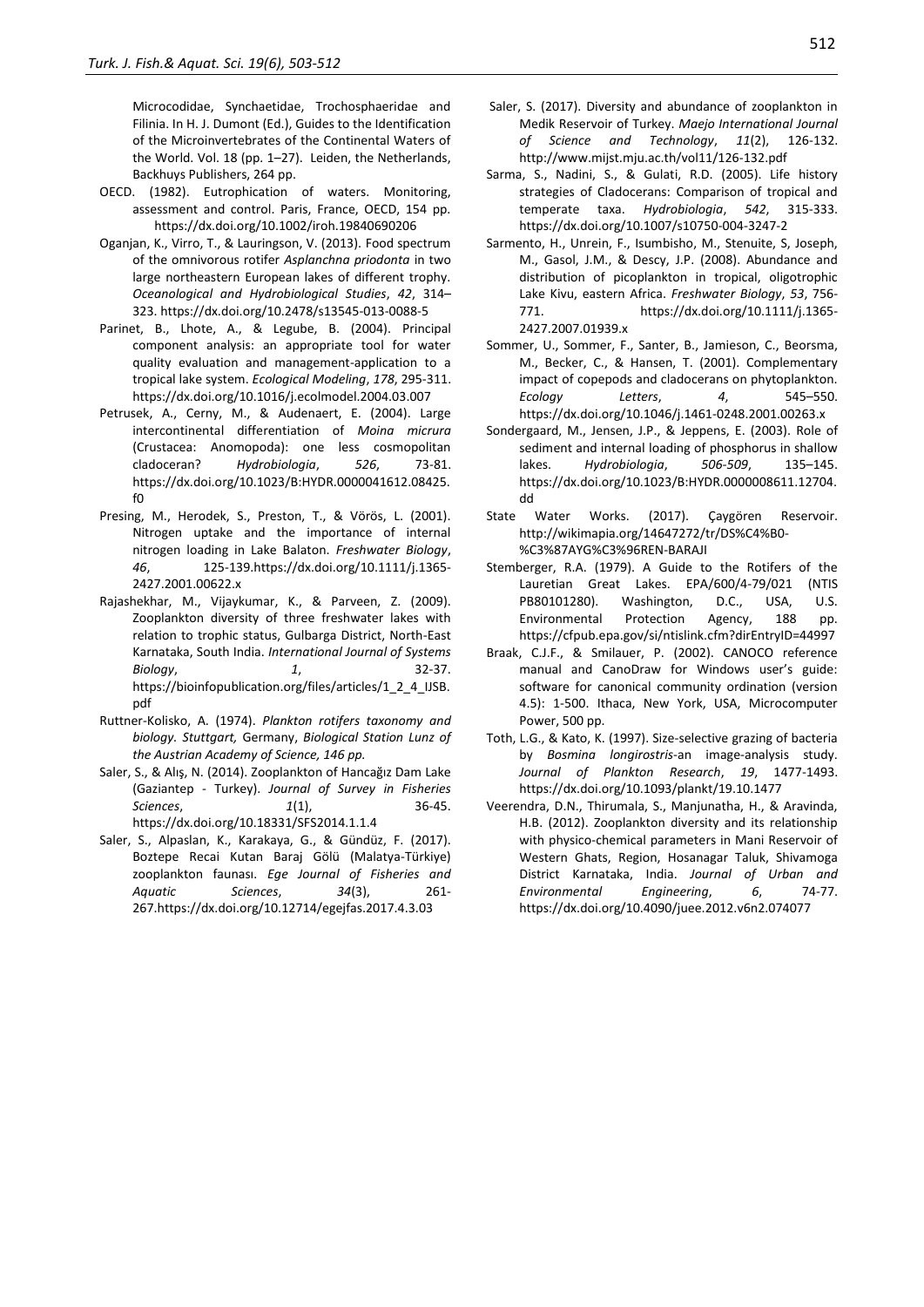Microcodidae, Synchaetidae, Trochosphaeridae and Filinia. In H. J. Dumont (Ed.), Guides to the Identification of the Microinvertebrates of the Continental Waters of the World. Vol. 18 (pp. 1–27). Leiden, the Netherlands, Backhuys Publishers, 264 pp.

OECD. (1982). Eutrophication of waters. Monitoring, assessment and control. Paris, France, OECD, 154 pp. https://dx.doi.org/10.1002/iroh.19840690206

Oganjan, K., Virro, T., & Lauringson, V. (2013). Food spectrum of the omnivorous rotifer *Asplanchna priodonta* in two large northeastern European lakes of different trophy. *Oceanological and Hydrobiological Studies*, *42*, 314–323. https://dx.doi.org/10.2478/s13545-013-0088-5

Parinet, B., Lhote, A., & Legube, B. (2004). Principal component analysis: an appropriate tool for water quality evaluation and management-application to a tropical lake system. *Ecological Modeling*, *178*, 295-311. https://dx.doi.org/10.1016/j.ecolmodel.2004.03.007

Petrusek, A., Cerny, M., & Audenaert, E. (2004). Large intercontinental differentiation of *Moina micrura* (Crustacea: Anomopoda): one less cosmopolitan cladoceran? *Hydrobiologia*, *526*, 73-81. https://dx.doi.org/10.1023/B:HYDR.0000041612.08425.f0

Presing, M., Herodek, S., Preston, T., & Vörös, L. (2001). Nitrogen uptake and the importance of internal nitrogen loading in Lake Balaton. *Freshwater Biology*, *46*, 125-139.https://dx.doi.org/10.1111/j.1365-2427.2001.00622.x

Rajashekhar, M., Vijaykumar, K., & Parveen, Z. (2009). Zooplankton diversity of three freshwater lakes with relation to trophic status, Gulbarga District, North-East Karnataka, South India. *International Journal of Systems Biology*, *1*, 32-37. https://bioinfopublication.org/files/articles/1_2_4_IJSB.pdf

Ruttner-Kolisko, A. (1974). *Plankton rotifers taxonomy and biology. Stuttgart,* Germany, *Biological Station Lunz of the Austrian Academy of Science, 146 pp.*

Saler, S., & Alış, N. (2014). Zooplankton of Hancağız Dam Lake (Gaziantep - Turkey). *Journal of Survey in Fisheries Sciences*, *1*(1), 36-45. https://dx.doi.org/10.18331/SFS2014.1.1.4

Saler, S., Alpaslan, K., Karakaya, G., & Gündüz, F. (2017). Boztepe Recai Kutan Baraj Gölü (Malatya-Türkiye) zooplankton faunası. *Ege Journal of Fisheries and Aquatic Sciences*, *34*(3), 261-267.https://dx.doi.org/10.12714/egejfas.2017.4.3.03

Saler, S. (2017). Diversity and abundance of zooplankton in Medik Reservoir of Turkey. *Maejo International Journal of Science and Technology*, *11*(2), 126-132. http://www.mijst.mju.ac.th/vol11/126-132.pdf

Sarma, S., Nadini, S., & Gulati, R.D. (2005). Life history strategies of Cladocerans: Comparison of tropical and temperate taxa. *Hydrobiologia*, *542*, 315-333. https://dx.doi.org/10.1007/s10750-004-3247-2

Sarmento, H., Unrein, F., Isumbisho, M., Stenuite, S, Joseph, M., Gasol, J.M., & Descy, J.P. (2008). Abundance and distribution of picoplankton in tropical, oligotrophic Lake Kivu, eastern Africa. *Freshwater Biology*, *53*, 756-771. https://dx.doi.org/10.1111/j.1365-2427.2007.01939.x

Sommer, U., Sommer, F., Santer, B., Jamieson, C., Beorsma, M., Becker, C., & Hansen, T. (2001). Complementary impact of copepods and cladocerans on phytoplankton. *Ecology Letters*, *4*, 545–550. https://dx.doi.org/10.1046/j.1461-0248.2001.00263.x

Sondergaard, M., Jensen, J.P., & Jeppens, E. (2003). Role of sediment and internal loading of phosphorus in shallow lakes. *Hydrobiologia*, *506-509*, 135–145. https://dx.doi.org/10.1023/B:HYDR.0000008611.12704.dd

State Water Works. (2017). Çaygören Reservoir. http://wikimapia.org/14647272/tr/DS%C4%B0-%C3%87AYG%C3%96REN-BARAJI

Stemberger, R.A. (1979). A Guide to the Rotifers of the Lauretian Great Lakes. EPA/600/4-79/021 (NTIS PB80101280). Washington, D.C., USA, U.S. Environmental Protection Agency, 188 pp. https://cfpub.epa.gov/si/ntislink.cfm?dirEntryID=44997

Braak, C.J.F., & Smilauer, P. (2002). CANOCO reference manual and CanoDraw for Windows user's guide: software for canonical community ordination (version 4.5): 1-500. Ithaca, New York, USA, Microcomputer Power, 500 pp.

Toth, L.G., & Kato, K. (1997). Size-selective grazing of bacteria by *Bosmina longirostris*-an image-analysis study. *Journal of Plankton Research*, *19*, 1477-1493. https://dx.doi.org/10.1093/plankt/19.10.1477

Veerendra, D.N., Thirumala, S., Manjunatha, H., & Aravinda, H.B. (2012). Zooplankton diversity and its relationship with physico-chemical parameters in Mani Reservoir of Western Ghats, Region, Hosanagar Taluk, Shivamoga District Karnataka, India. *Journal of Urban and Environmental Engineering*, *6*, 74-77. https://dx.doi.org/10.4090/juee.2012.v6n2.074077